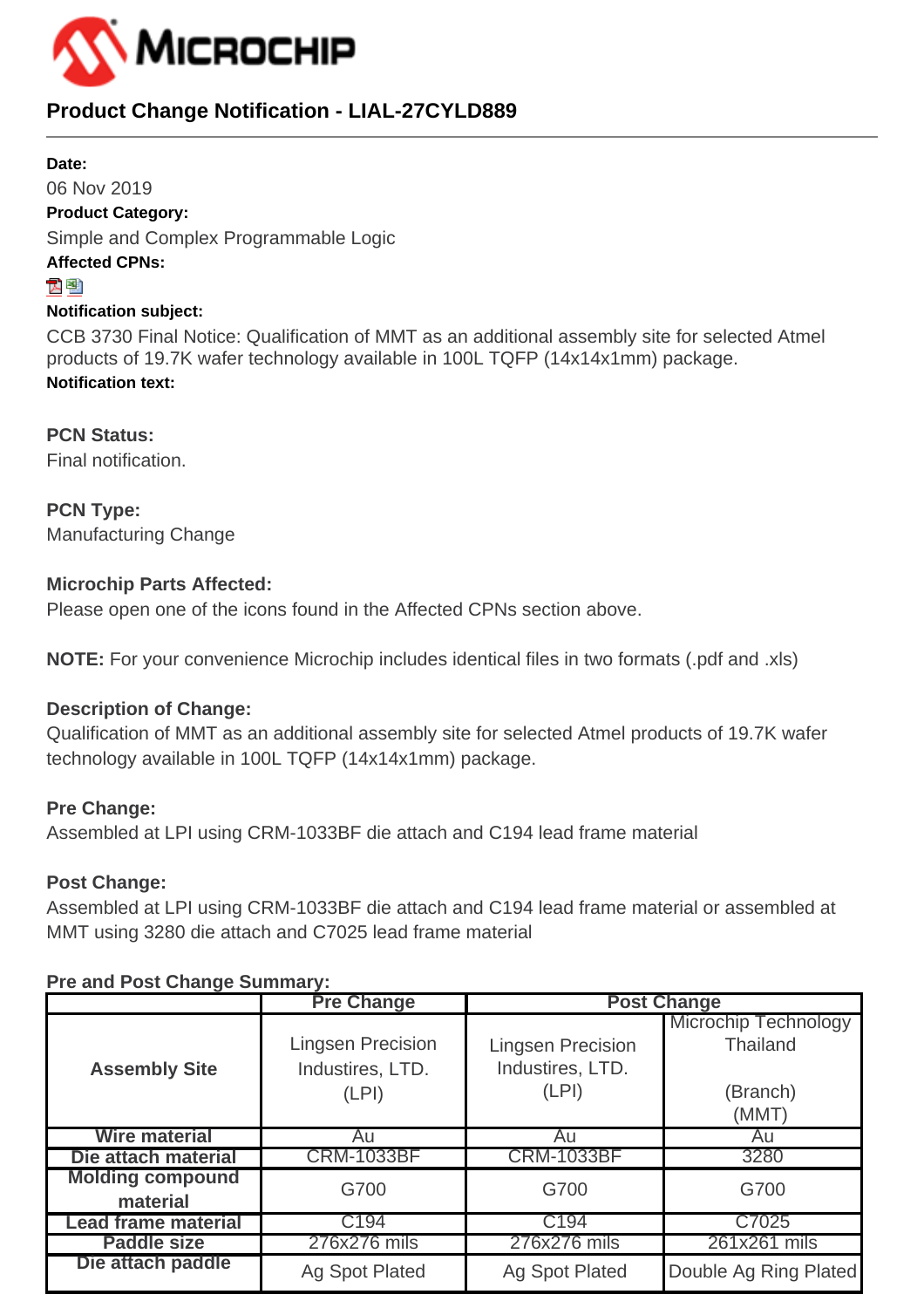# Product Change Notification - LIAL-27CYLD889

**Date:**

06 Nov 2019

**Product Category:**

Simple and Complex Programmable Logic

**Affected CPNs:**

**Notification subject:**

CCB 3730 Final Notice: Qualification of MMT as an additional assembly site for selected Atmel products of 19.7K wafer technology available in 100L TQFP (14x14x1mm) package.

**Notification text:**

**PCN Status:**

Final notification.

**PCN Type:**

Manufacturing Change

**Microchip Parts Affected:**

Please open one of the icons found in the Affected CPNs section above.

**NOTE:** For your convenience Microchip includes identical files in two formats (.pdf and .xls)

**Description of Change:**

Qualification of MMT as an additional assembly site for selected Atmel products of 19.7K wafer technology available in 100L TQFP (14x14x1mm) package.

**Pre Change:**

Assembled at LPI using CRM-1033BF die attach and C194 lead frame material

**Post Change:**

Assembled at LPI using CRM-1033BF die attach and C194 lead frame material or assembled at MMT using 3280 die attach and C7025 lead frame material

**Pre and Post Change Summary:**

| | Pre Change | Post Change | |
|---|---|---|---|
| **Assembly Site** | Lingsen Precision Industires, LTD. (LPI) | Lingsen Precision Industires, LTD. (LPI) | Microchip Technology Thailand (Branch) (MMT) |
| **Wire material** | Au | Au | Au |
| **Die attach material** | CRM-1033BF | CRM-1033BF | 3280 |
| **Molding compound material** | G700 | G700 | G700 |
| **Lead frame material** | C194 | C194 | C7025 |
| **Paddle size** | 276x276 mils | 276x276 mils | 261x261 mils |
| **Die attach paddle** | Ag Spot Plated | Ag Spot Plated | Double Ag Ring Plated |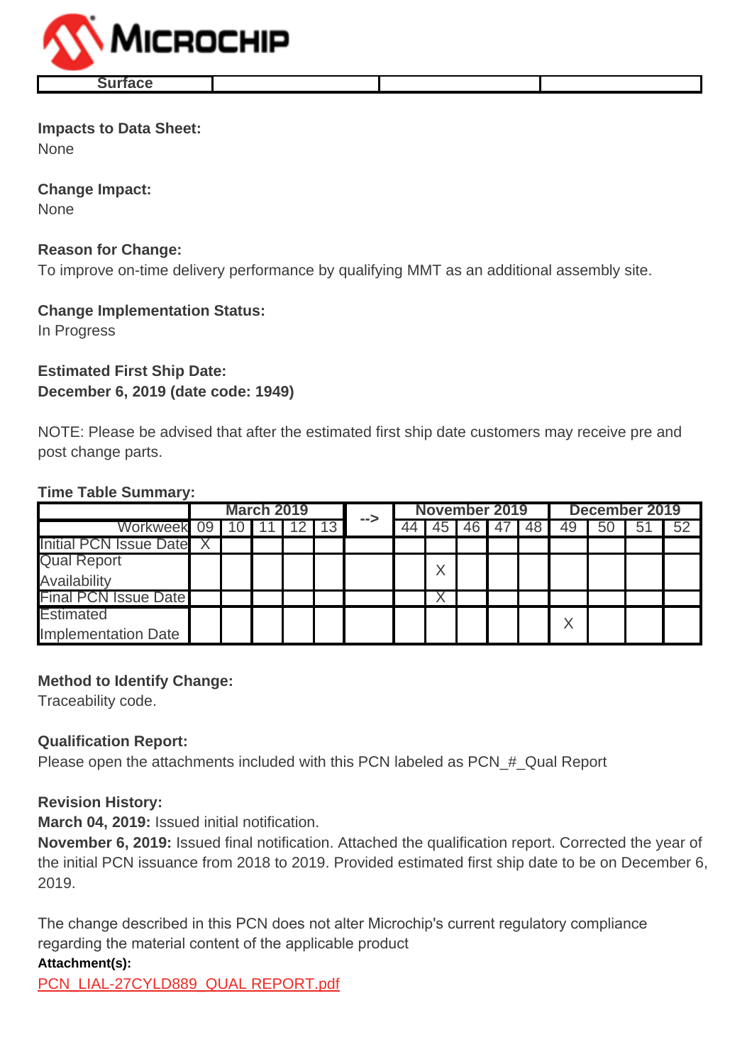| Surface | | | |
|---|---|---|---|

**Impacts to Data Sheet:**
None

**Change Impact:**
None

**Reason for Change:**
To improve on-time delivery performance by qualifying MMT as an additional assembly site.

**Change Implementation Status:**
In Progress

**Estimated First Ship Date:**
**December 6, 2019 (date code: 1949)**

NOTE: Please be advised that after the estimated first ship date customers may receive pre and post change parts.

**Time Table Summary:**

| | March 2019 | | | | | --> | November 2019 | | | | | December 2019 | | | |
|---|---|---|---|---|---|---|---|---|---|---|---|---|---|---|---|
| Workweek | 09 | 10 | 11 | 12 | 13 | | 44 | 45 | 46 | 47 | 48 | 49 | 50 | 51 | 52 |
| Initial PCN Issue Date | X | | | | | | | | | | | | | | |
| Qual Report Availability | | | | | | | | X | | | | | | | |
| Final PCN Issue Date | | | | | | | | X | | | | | | | |
| Estimated Implementation Date | | | | | | | | | | | | X | | | |

**Method to Identify Change:**
Traceability code.

**Qualification Report:**
Please open the attachments included with this PCN labeled as PCN_#_Qual Report

**Revision History:**
**March 04, 2019:** Issued initial notification.
**November 6, 2019:** Issued final notification. Attached the qualification report. Corrected the year of the initial PCN issuance from 2018 to 2019. Provided estimated first ship date to be on December 6, 2019.

The change described in this PCN does not alter Microchip's current regulatory compliance regarding the material content of the applicable product

**Attachment(s):**
PCN_LIAL-27CYLD889_QUAL REPORT.pdf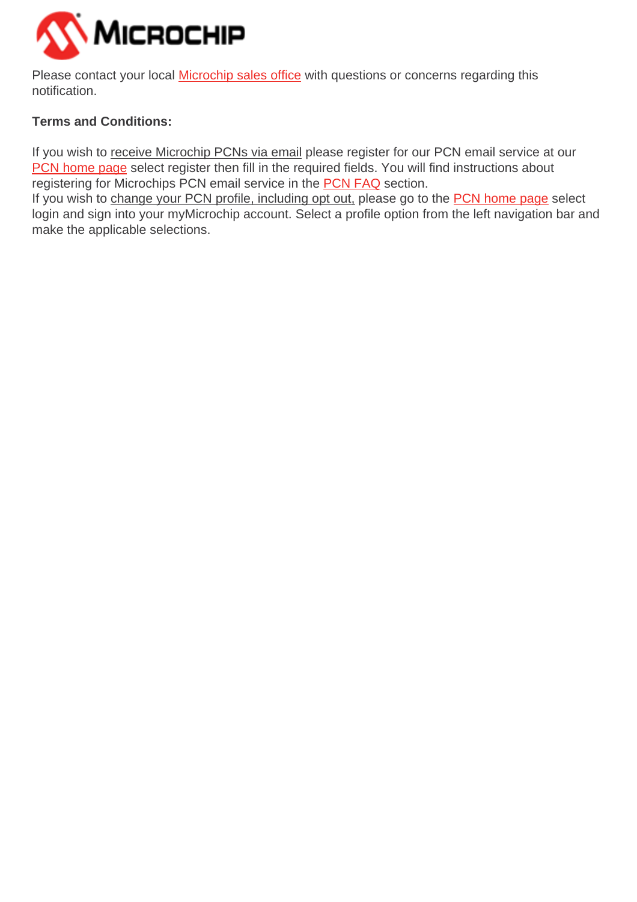Please contact your local Microchip sales office with questions or concerns regarding this notification.

**Terms and Conditions:**

If you wish to receive Microchip PCNs via email please register for our PCN email service at our PCN home page select register then fill in the required fields. You will find instructions about registering for Microchips PCN email service in the PCN FAQ section.
If you wish to change your PCN profile, including opt out, please go to the PCN home page select login and sign into your myMicrochip account. Select a profile option from the left navigation bar and make the applicable selections.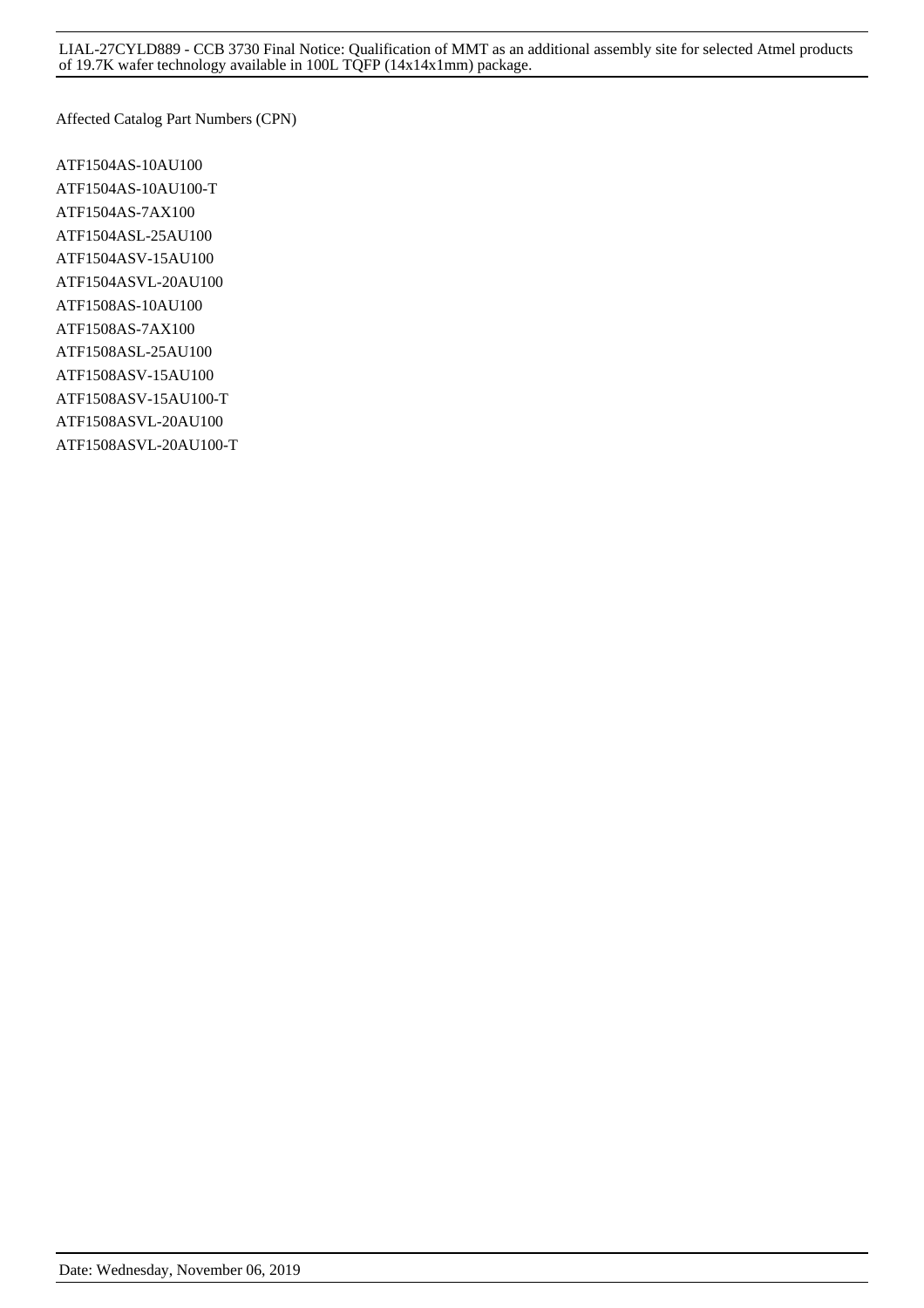Affected Catalog Part Numbers (CPN)

ATF1504AS-10AU100
ATF1504AS-10AU100-T
ATF1504AS-7AX100
ATF1504ASL-25AU100
ATF1504ASV-15AU100
ATF1504ASVL-20AU100
ATF1508AS-10AU100
ATF1508AS-7AX100
ATF1508ASL-25AU100
ATF1508ASV-15AU100
ATF1508ASV-15AU100-T
ATF1508ASVL-20AU100
ATF1508ASVL-20AU100-T